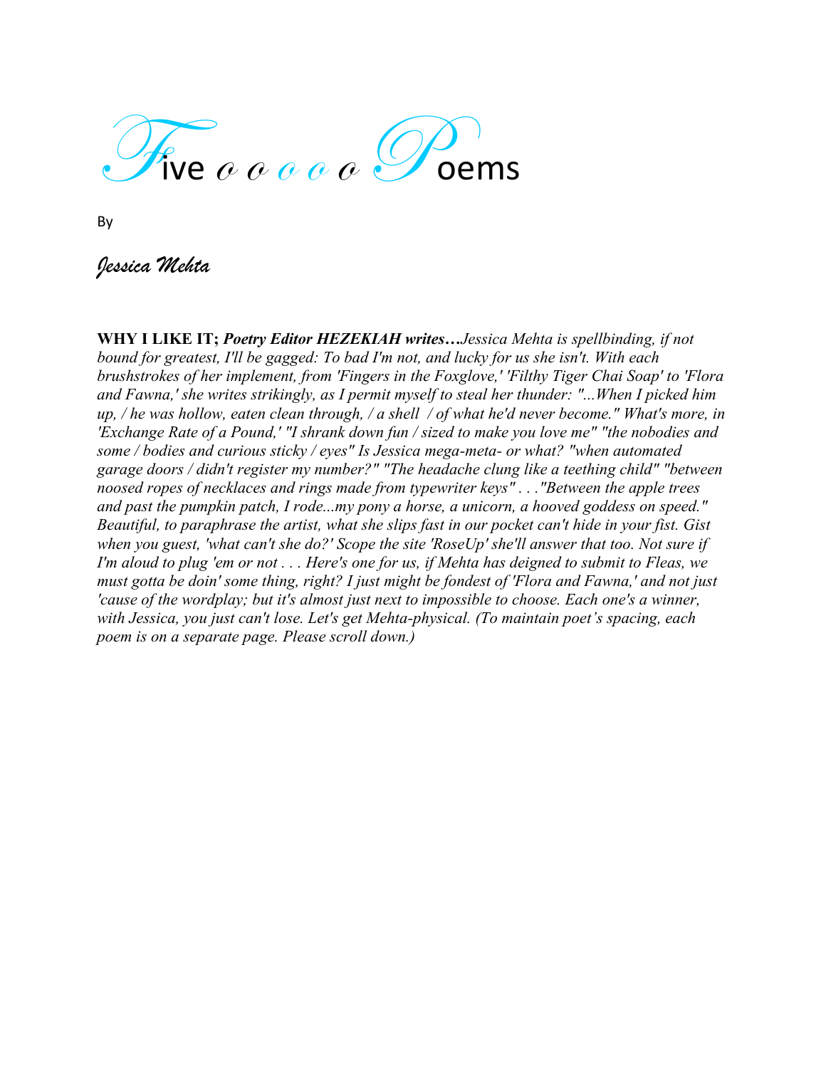# Five o o o o o Poems

By

*Jessica Mehta*

**WHY I LIKE IT;** ***Poetry Editor HEZEKIAH writes…****Jessica Mehta is spellbinding, if not bound for greatest, I'll be gagged: To bad I'm not, and lucky for us she isn't. With each brushstrokes of her implement, from 'Fingers in the Foxglove,' 'Filthy Tiger Chai Soap' to 'Flora and Fawna,' she writes strikingly, as I permit myself to steal her thunder: "...When I picked him up, / he was hollow, eaten clean through, / a shell / of what he'd never become." What's more, in 'Exchange Rate of a Pound,' "I shrank down fun / sized to make you love me" "the nobodies and some / bodies and curious sticky / eyes" Is Jessica mega-meta- or what? "when automated garage doors / didn't register my number?" "The headache clung like a teething child" "between noosed ropes of necklaces and rings made from typewriter keys" . . ."Between the apple trees and past the pumpkin patch, I rode...my pony a horse, a unicorn, a hooved goddess on speed." Beautiful, to paraphrase the artist, what she slips fast in our pocket can't hide in your fist. Gist when you guest, 'what can't she do?' Scope the site 'RoseUp' she'll answer that too. Not sure if I'm aloud to plug 'em or not . . . Here's one for us, if Mehta has deigned to submit to Fleas, we must gotta be doin' some thing, right? I just might be fondest of 'Flora and Fawna,' and not just 'cause of the wordplay; but it's almost just next to impossible to choose. Each one's a winner, with Jessica, you just can't lose. Let's get Mehta-physical. (To maintain poet's spacing, each poem is on a separate page. Please scroll down.)*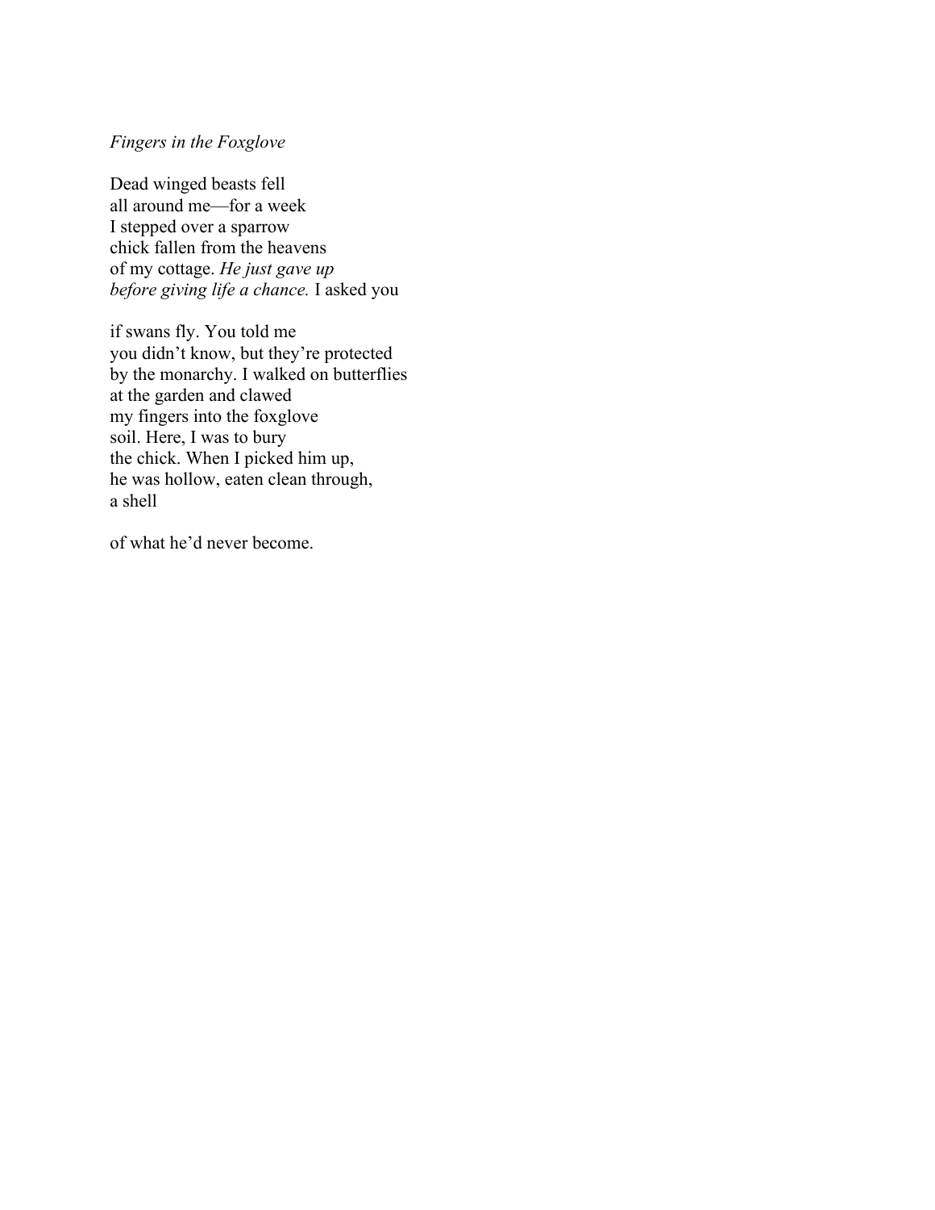*Fingers in the Foxglove*

Dead winged beasts fell  
all around me—for a week  
I stepped over a sparrow  
chick fallen from the heavens  
of my cottage. *He just gave up*  
*before giving life a chance.* I asked you

if swans fly. You told me  
you didn't know, but they're protected  
by the monarchy. I walked on butterflies  
at the garden and clawed  
my fingers into the foxglove  
soil. Here, I was to bury  
the chick. When I picked him up,  
he was hollow, eaten clean through,  
a shell

of what he'd never become.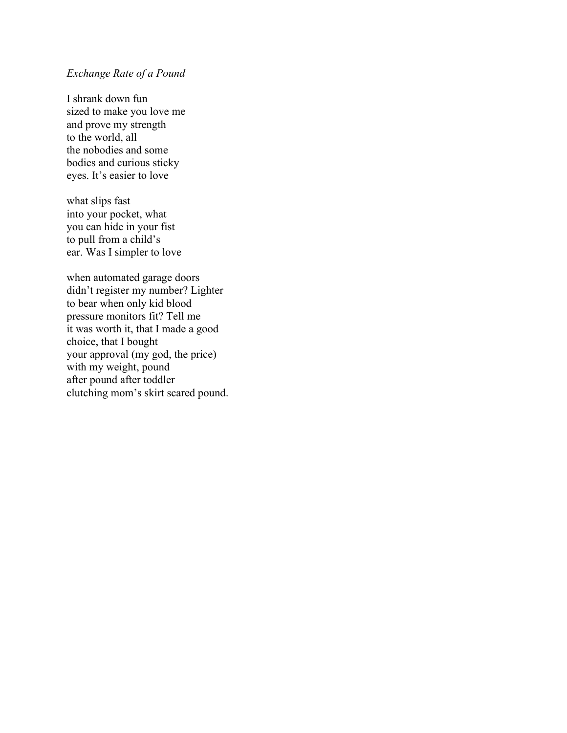*Exchange Rate of a Pound*

I shrank down fun  
sized to make you love me  
and prove my strength  
to the world, all  
the nobodies and some  
bodies and curious sticky  
eyes. It's easier to love

what slips fast  
into your pocket, what  
you can hide in your fist  
to pull from a child's  
ear. Was I simpler to love

when automated garage doors  
didn't register my number? Lighter  
to bear when only kid blood  
pressure monitors fit? Tell me  
it was worth it, that I made a good  
choice, that I bought  
your approval (my god, the price)  
with my weight, pound  
after pound after toddler  
clutching mom's skirt scared pound.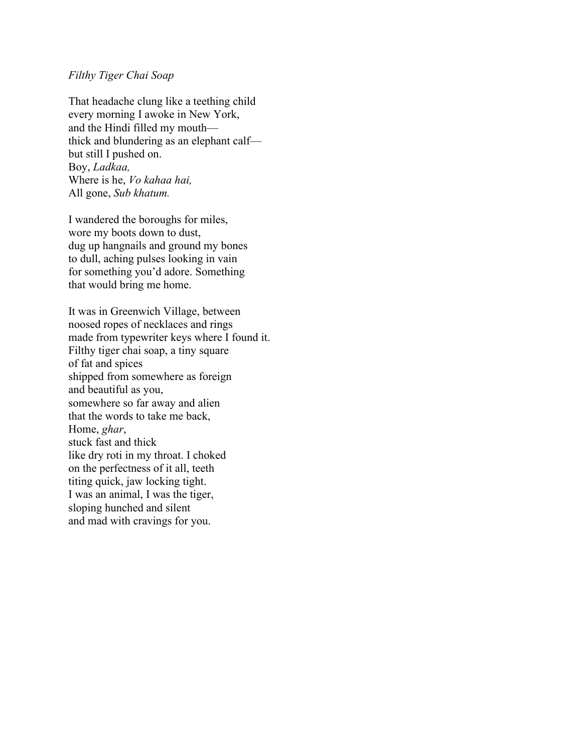*Filthy Tiger Chai Soap*

That headache clung like a teething child  
every morning I awoke in New York,  
and the Hindi filled my mouth—  
thick and blundering as an elephant calf—  
but still I pushed on.  
Boy, *Ladkaa,*  
Where is he, *Vo kahaa hai,*  
All gone, *Sub khatum.*

I wandered the boroughs for miles,  
wore my boots down to dust,  
dug up hangnails and ground my bones  
to dull, aching pulses looking in vain  
for something you'd adore. Something  
that would bring me home.

It was in Greenwich Village, between  
noosed ropes of necklaces and rings  
made from typewriter keys where I found it.  
Filthy tiger chai soap, a tiny square  
of fat and spices  
shipped from somewhere as foreign  
and beautiful as you,  
somewhere so far away and alien  
that the words to take me back,  
Home, *ghar*,  
stuck fast and thick  
like dry roti in my throat. I choked  
on the perfectness of it all, teeth  
titing quick, jaw locking tight.  
I was an animal, I was the tiger,  
sloping hunched and silent  
and mad with cravings for you.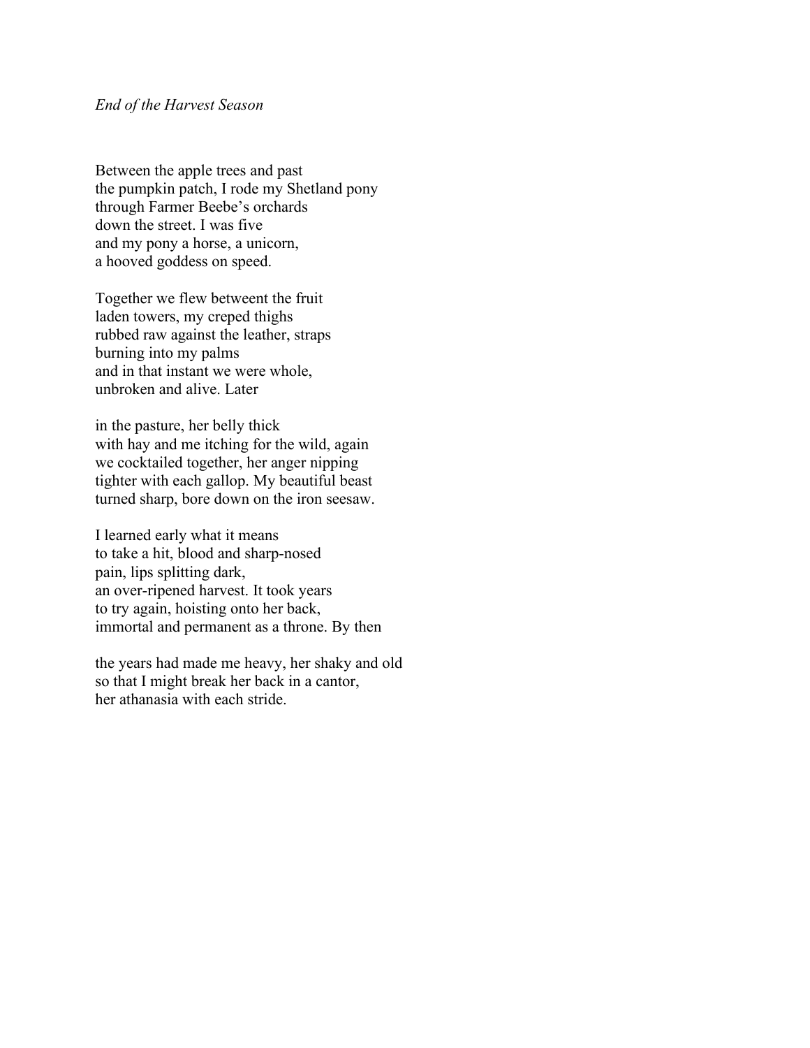*End of the Harvest Season*

Between the apple trees and past  
the pumpkin patch, I rode my Shetland pony  
through Farmer Beebe's orchards  
down the street. I was five  
and my pony a horse, a unicorn,  
a hooved goddess on speed.

Together we flew betweent the fruit  
laden towers, my creped thighs  
rubbed raw against the leather, straps  
burning into my palms  
and in that instant we were whole,  
unbroken and alive. Later

in the pasture, her belly thick  
with hay and me itching for the wild, again  
we cocktailed together, her anger nipping  
tighter with each gallop. My beautiful beast  
turned sharp, bore down on the iron seesaw.

I learned early what it means  
to take a hit, blood and sharp-nosed  
pain, lips splitting dark,  
an over-ripened harvest. It took years  
to try again, hoisting onto her back,  
immortal and permanent as a throne. By then

the years had made me heavy, her shaky and old  
so that I might break her back in a cantor,  
her athanasia with each stride.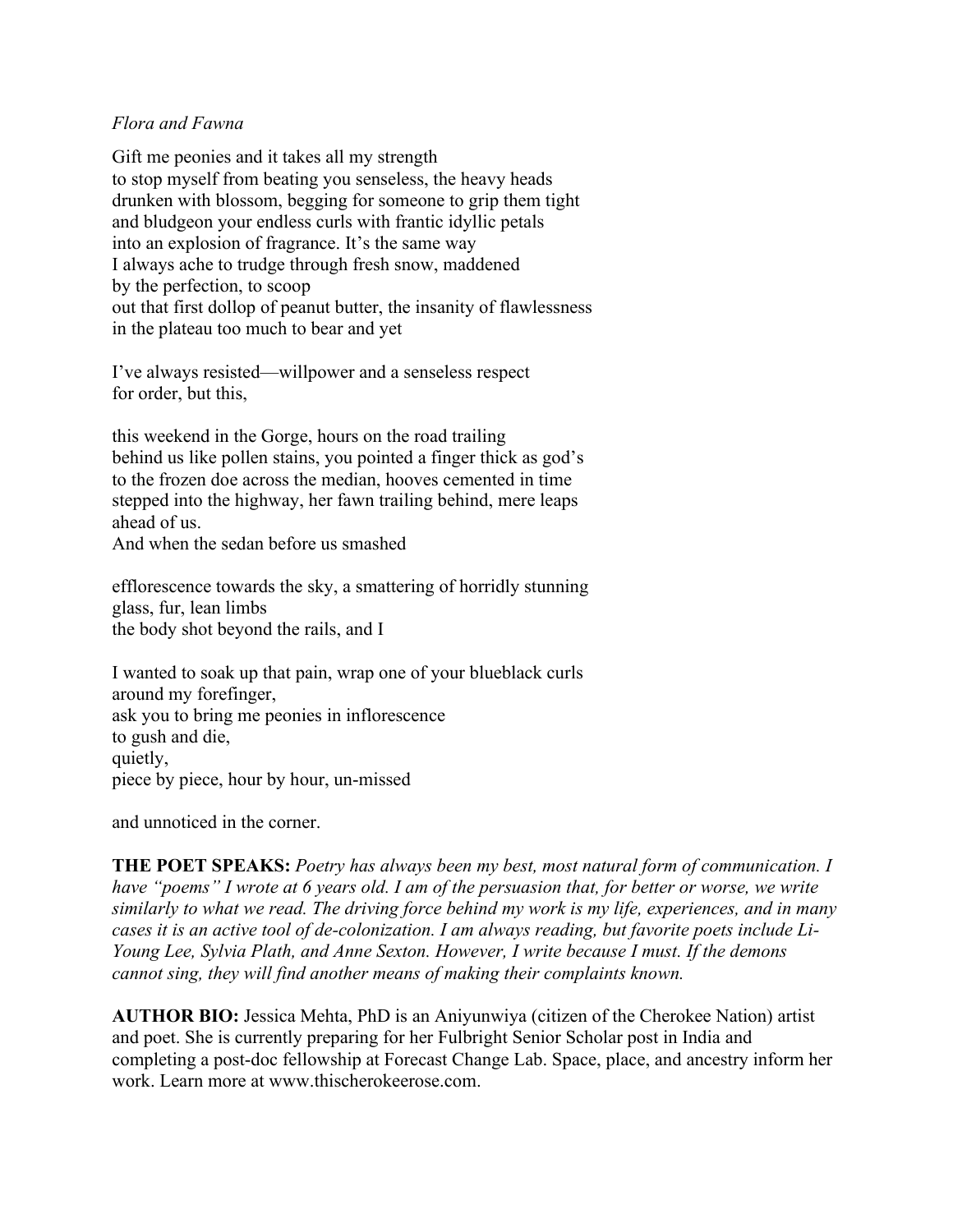*Flora and Fawna*

Gift me peonies and it takes all my strength  
to stop myself from beating you senseless, the heavy heads  
drunken with blossom, begging for someone to grip them tight  
and bludgeon your endless curls with frantic idyllic petals  
into an explosion of fragrance. It's the same way  
I always ache to trudge through fresh snow, maddened  
by the perfection, to scoop  
out that first dollop of peanut butter, the insanity of flawlessness  
in the plateau too much to bear and yet

I've always resisted—willpower and a senseless respect  
for order, but this,

this weekend in the Gorge, hours on the road trailing  
behind us like pollen stains, you pointed a finger thick as god's  
to the frozen doe across the median, hooves cemented in time  
stepped into the highway, her fawn trailing behind, mere leaps  
ahead of us.  
And when the sedan before us smashed

efflorescence towards the sky, a smattering of horridly stunning  
glass, fur, lean limbs  
the body shot beyond the rails, and I

I wanted to soak up that pain, wrap one of your blueblack curls  
around my forefinger,  
ask you to bring me peonies in inflorescence  
to gush and die,  
quietly,  
piece by piece, hour by hour, un-missed

and unnoticed in the corner.

**THE POET SPEAKS:** *Poetry has always been my best, most natural form of communication. I have "poems" I wrote at 6 years old. I am of the persuasion that, for better or worse, we write similarly to what we read. The driving force behind my work is my life, experiences, and in many cases it is an active tool of de-colonization. I am always reading, but favorite poets include Li-Young Lee, Sylvia Plath, and Anne Sexton. However, I write because I must. If the demons cannot sing, they will find another means of making their complaints known.*

**AUTHOR BIO:** Jessica Mehta, PhD is an Aniyunwiya (citizen of the Cherokee Nation) artist and poet. She is currently preparing for her Fulbright Senior Scholar post in India and completing a post-doc fellowship at Forecast Change Lab. Space, place, and ancestry inform her work. Learn more at www.thischerokeerose.com.